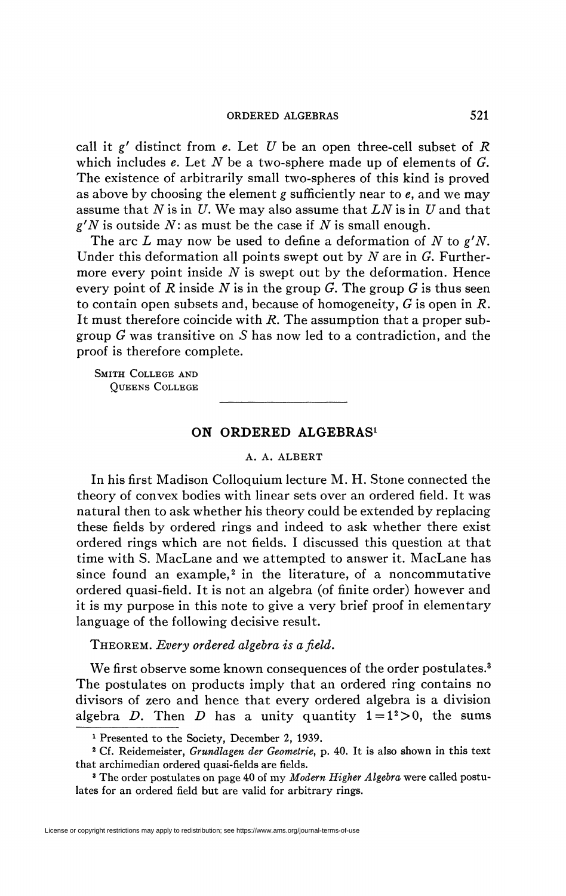call it $g'$ distinct from $e$. Let $U$ be an open three-cell subset of $R$ which includes $e$. Let $N$ be a two-sphere made up of elements of $G$. The existence of arbitrarily small two-spheres of this kind is proved as above by choosing the element $g$ sufficiently near to $e$, and we may assume that $N$ is in $U$. We may also assume that $LN$ is in $U$ and that $g'N$ is outside $N$: as must be the case if $N$ is small enough.

The arc $L$ may now be used to define a deformation of $N$ to $g'N$. Under this deformation all points swept out by $N$ are in $G$. Furthermore every point inside $N$ is swept out by the deformation. Hence every point of $R$ inside $N$ is in the group $G$. The group $G$ is thus seen to contain open subsets and, because of homogeneity, $G$ is open in $R$. It must therefore coincide with $R$. The assumption that a proper subgroup $G$ was transitive on $S$ has now led to a contradiction, and the proof is therefore complete.

SMITH COLLEGE AND
QUEENS COLLEGE

## ON ORDERED ALGEBRAS[1]

A. A. ALBERT

In his first Madison Colloquium lecture M. H. Stone connected the theory of convex bodies with linear sets over an ordered field. It was natural then to ask whether his theory could be extended by replacing these fields by ordered rings and indeed to ask whether there exist ordered rings which are not fields. I discussed this question at that time with S. MacLane and we attempted to answer it. MacLane has since found an example,[2] in the literature, of a noncommutative ordered quasi-field. It is not an algebra (of finite order) however and it is my purpose in this note to give a very brief proof in elementary language of the following decisive result.

THEOREM. *Every ordered algebra is a field.*

We first observe some known consequences of the order postulates.[3] The postulates on products imply that an ordered ring contains no divisors of zero and hence that every ordered algebra is a division algebra $D$. Then $D$ has a unity quantity $1 = 1^2 > 0$, the sums

---

[1] Presented to the Society, December 2, 1939.

[2] Cf. Reidemeister, *Grundlagen der Geometrie*, p. 40. It is also shown in this text that archimedian ordered quasi-fields are fields.

[3] The order postulates on page 40 of my *Modern Higher Algebra* were called postulates for an ordered field but are valid for arbitrary rings.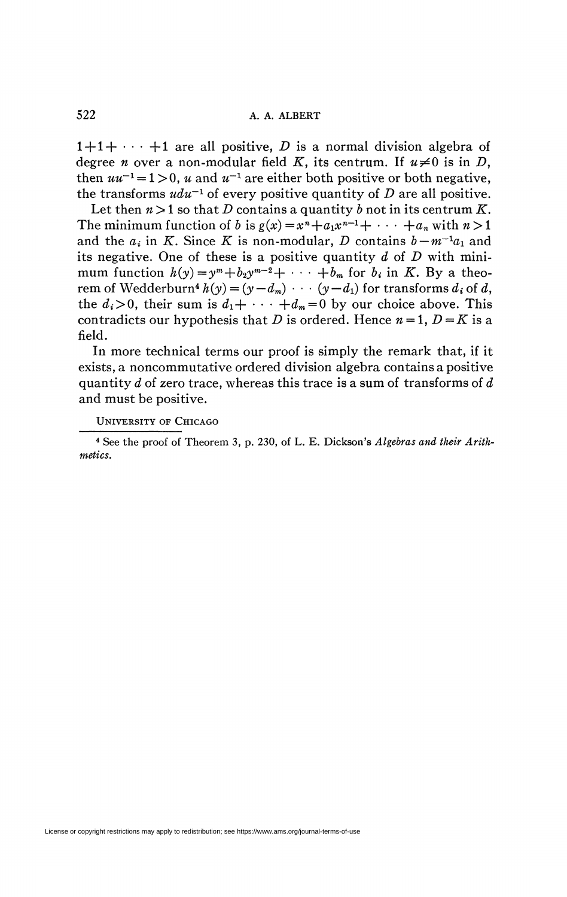$1+1+\cdots+1$ are all positive, $D$ is a normal division algebra of degree $n$ over a non-modular field $K$, its centrum. If $u \neq 0$ is in $D$, then $uu^{-1}=1>0$, $u$ and $u^{-1}$ are either both positive or both negative, the transforms $udu^{-1}$ of every positive quantity of $D$ are all positive.

Let then $n>1$ so that $D$ contains a quantity $b$ not in its centrum $K$. The minimum function of $b$ is $g(x)=x^n+a_1x^{n-1}+\cdots+a_n$ with $n>1$ and the $a_i$ in $K$. Since $K$ is non-modular, $D$ contains $b-m^{-1}a_1$ and its negative. One of these is a positive quantity $d$ of $D$ with minimum function $h(y)=y^m+b_2y^{m-2}+\cdots+b_m$ for $b_i$ in $K$. By a theorem of Wedderburn[4] $h(y)=(y-d_m)\cdots(y-d_1)$ for transforms $d_i$ of $d$, the $d_i>0$, their sum is $d_1+\cdots+d_m=0$ by our choice above. This contradicts our hypothesis that $D$ is ordered. Hence $n=1$, $D=K$ is a field.

In more technical terms our proof is simply the remark that, if it exists, a noncommutative ordered division algebra contains a positive quantity $d$ of zero trace, whereas this trace is a sum of transforms of $d$ and must be positive.

University of Chicago

[4] See the proof of Theorem 3, p. 230, of L. E. Dickson's *Algebras and their Arithmetics*.